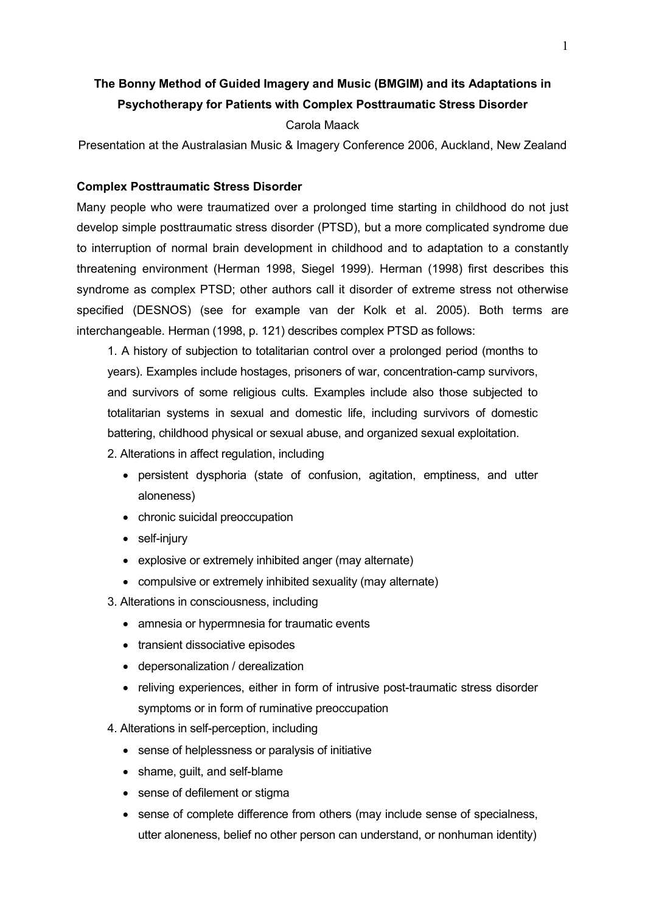# The Bonny Method of Guided Imagery and Music (BMGIM) and its Adaptations in Psychotherapy for Patients with Complex Posttraumatic Stress Disorder

Carola Maack

Presentation at the Australasian Music & Imagery Conference 2006, Auckland, New Zealand

## Complex Posttraumatic Stress Disorder

Many people who were traumatized over a prolonged time starting in childhood do not just develop simple posttraumatic stress disorder (PTSD), but a more complicated syndrome due to interruption of normal brain development in childhood and to adaptation to a constantly threatening environment (Herman 1998, Siegel 1999). Herman (1998) first describes this syndrome as complex PTSD; other authors call it disorder of extreme stress not otherwise specified (DESNOS) (see for example van der Kolk et al. 2005). Both terms are interchangeable. Herman (1998, p. 121) describes complex PTSD as follows:

1. A history of subjection to totalitarian control over a prolonged period (months to years). Examples include hostages, prisoners of war, concentration-camp survivors, and survivors of some religious cults. Examples include also those subjected to totalitarian systems in sexual and domestic life, including survivors of domestic battering, childhood physical or sexual abuse, and organized sexual exploitation.
2. Alterations in affect regulation, including
   - persistent dysphoria (state of confusion, agitation, emptiness, and utter aloneness)
   - chronic suicidal preoccupation
   - self-injury
   - explosive or extremely inhibited anger (may alternate)
   - compulsive or extremely inhibited sexuality (may alternate)
3. Alterations in consciousness, including
   - amnesia or hypermnesia for traumatic events
   - transient dissociative episodes
   - depersonalization / derealization
   - reliving experiences, either in form of intrusive post-traumatic stress disorder symptoms or in form of ruminative preoccupation
4. Alterations in self-perception, including
   - sense of helplessness or paralysis of initiative
   - shame, guilt, and self-blame
   - sense of defilement or stigma
   - sense of complete difference from others (may include sense of specialness, utter aloneness, belief no other person can understand, or nonhuman identity)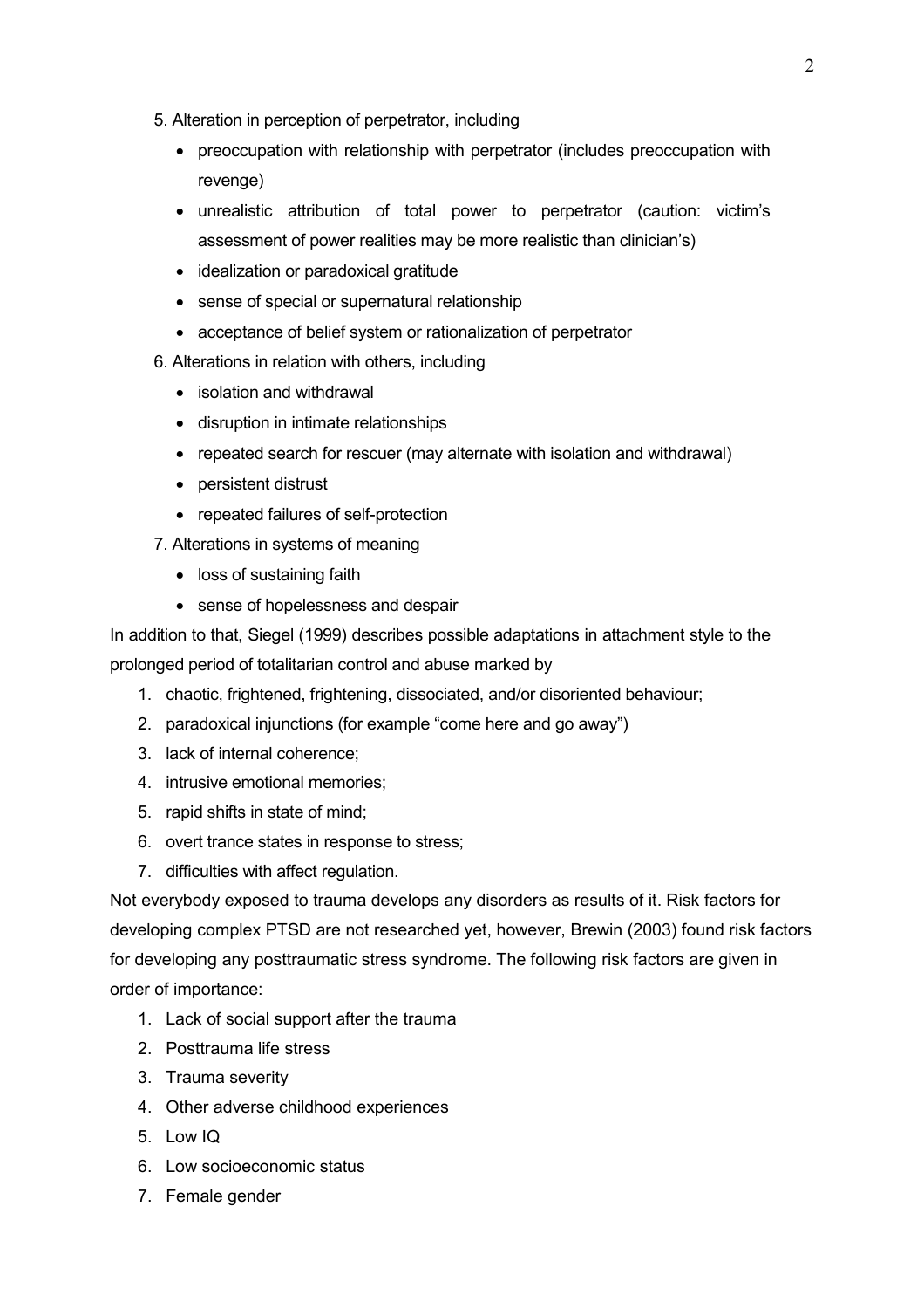5. Alteration in perception of perpetrator, including
    - preoccupation with relationship with perpetrator (includes preoccupation with revenge)
    - unrealistic attribution of total power to perpetrator (caution: victim's assessment of power realities may be more realistic than clinician's)
    - idealization or paradoxical gratitude
    - sense of special or supernatural relationship
    - acceptance of belief system or rationalization of perpetrator
6. Alterations in relation with others, including
    - isolation and withdrawal
    - disruption in intimate relationships
    - repeated search for rescuer (may alternate with isolation and withdrawal)
    - persistent distrust
    - repeated failures of self-protection
7. Alterations in systems of meaning
    - loss of sustaining faith
    - sense of hopelessness and despair

In addition to that, Siegel (1999) describes possible adaptations in attachment style to the prolonged period of totalitarian control and abuse marked by

1. chaotic, frightened, frightening, dissociated, and/or disoriented behaviour;
2. paradoxical injunctions (for example "come here and go away")
3. lack of internal coherence;
4. intrusive emotional memories;
5. rapid shifts in state of mind;
6. overt trance states in response to stress;
7. difficulties with affect regulation.

Not everybody exposed to trauma develops any disorders as results of it. Risk factors for developing complex PTSD are not researched yet, however, Brewin (2003) found risk factors for developing any posttraumatic stress syndrome. The following risk factors are given in order of importance:

1. Lack of social support after the trauma
2. Posttrauma life stress
3. Trauma severity
4. Other adverse childhood experiences
5. Low IQ
6. Low socioeconomic status
7. Female gender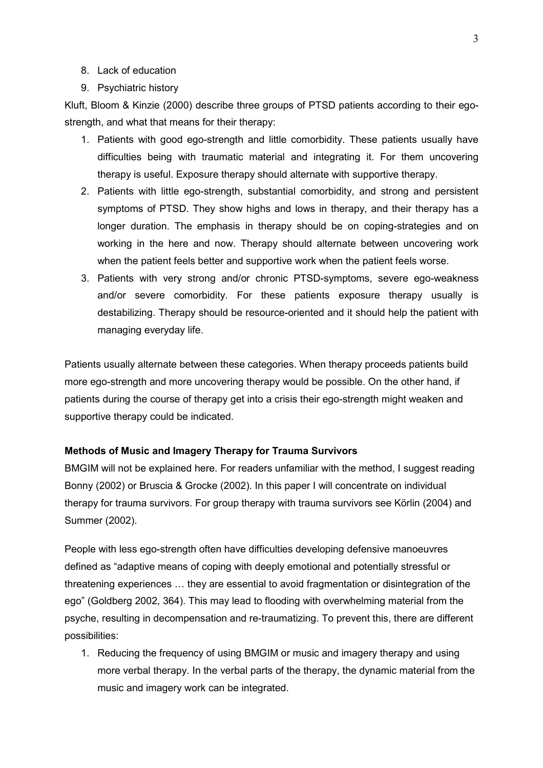8. Lack of education
9. Psychiatric history

Kluft, Bloom & Kinzie (2000) describe three groups of PTSD patients according to their ego-strength, and what that means for their therapy:

1. Patients with good ego-strength and little comorbidity. These patients usually have difficulties being with traumatic material and integrating it. For them uncovering therapy is useful. Exposure therapy should alternate with supportive therapy.
2. Patients with little ego-strength, substantial comorbidity, and strong and persistent symptoms of PTSD. They show highs and lows in therapy, and their therapy has a longer duration. The emphasis in therapy should be on coping-strategies and on working in the here and now. Therapy should alternate between uncovering work when the patient feels better and supportive work when the patient feels worse.
3. Patients with very strong and/or chronic PTSD-symptoms, severe ego-weakness and/or severe comorbidity. For these patients exposure therapy usually is destabilizing. Therapy should be resource-oriented and it should help the patient with managing everyday life.

Patients usually alternate between these categories. When therapy proceeds patients build more ego-strength and more uncovering therapy would be possible. On the other hand, if patients during the course of therapy get into a crisis their ego-strength might weaken and supportive therapy could be indicated.

**Methods of Music and Imagery Therapy for Trauma Survivors**

BMGIM will not be explained here. For readers unfamiliar with the method, I suggest reading Bonny (2002) or Bruscia & Grocke (2002). In this paper I will concentrate on individual therapy for trauma survivors. For group therapy with trauma survivors see Körlin (2004) and Summer (2002).

People with less ego-strength often have difficulties developing defensive manoeuvres defined as "adaptive means of coping with deeply emotional and potentially stressful or threatening experiences … they are essential to avoid fragmentation or disintegration of the ego" (Goldberg 2002, 364). This may lead to flooding with overwhelming material from the psyche, resulting in decompensation and re-traumatizing. To prevent this, there are different possibilities:

1. Reducing the frequency of using BMGIM or music and imagery therapy and using more verbal therapy. In the verbal parts of the therapy, the dynamic material from the music and imagery work can be integrated.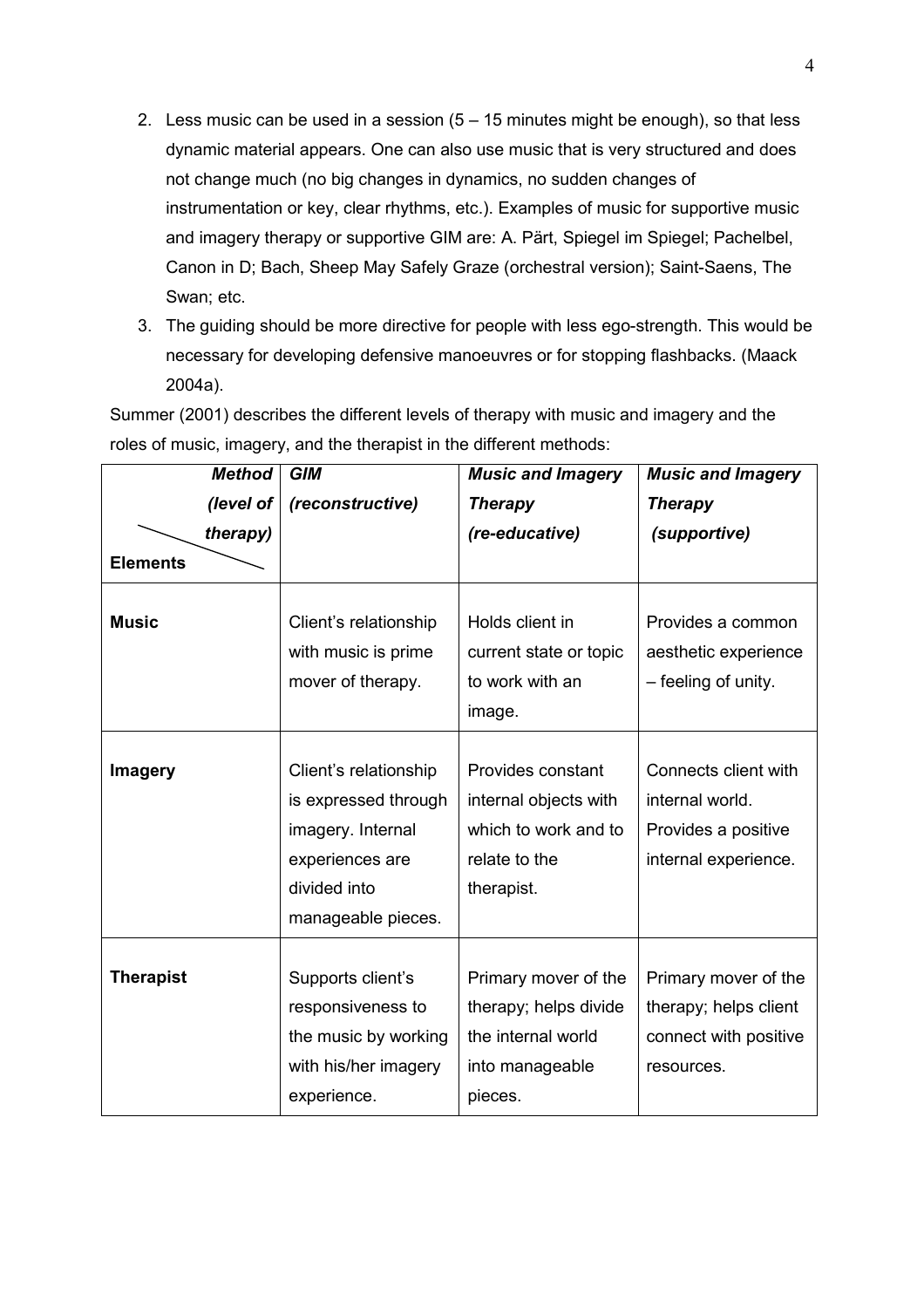2. Less music can be used in a session (5 – 15 minutes might be enough), so that less dynamic material appears. One can also use music that is very structured and does not change much (no big changes in dynamics, no sudden changes of instrumentation or key, clear rhythms, etc.). Examples of music for supportive music and imagery therapy or supportive GIM are: A. Pärt, Spiegel im Spiegel; Pachelbel, Canon in D; Bach, Sheep May Safely Graze (orchestral version); Saint-Saens, The Swan; etc.
3. The guiding should be more directive for people with less ego-strength. This would be necessary for developing defensive manoeuvres or for stopping flashbacks. (Maack 2004a).

Summer (2001) describes the different levels of therapy with music and imagery and the roles of music, imagery, and the therapist in the different methods:

| ***Method (level of therapy)*** / **Elements** | ***GIM (reconstructive)*** | ***Music and Imagery Therapy (re-educative)*** | ***Music and Imagery Therapy (supportive)*** |
|---|---|---|---|
| **Music** | Client's relationship with music is prime mover of therapy. | Holds client in current state or topic to work with an image. | Provides a common aesthetic experience – feeling of unity. |
| **Imagery** | Client's relationship is expressed through imagery. Internal experiences are divided into manageable pieces. | Provides constant internal objects with which to work and to relate to the therapist. | Connects client with internal world. Provides a positive internal experience. |
| **Therapist** | Supports client's responsiveness to the music by working with his/her imagery experience. | Primary mover of the therapy; helps divide the internal world into manageable pieces. | Primary mover of the therapy; helps client connect with positive resources. |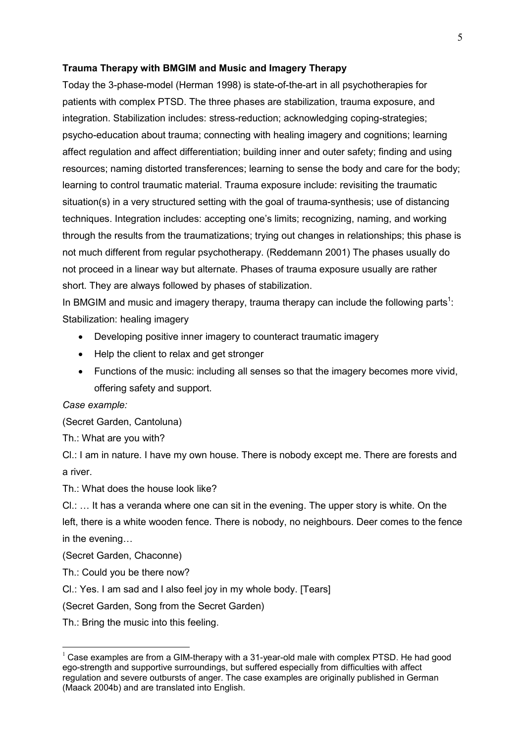**Trauma Therapy with BMGIM and Music and Imagery Therapy**

Today the 3-phase-model (Herman 1998) is state-of-the-art in all psychotherapies for patients with complex PTSD. The three phases are stabilization, trauma exposure, and integration. Stabilization includes: stress-reduction; acknowledging coping-strategies; psycho-education about trauma; connecting with healing imagery and cognitions; learning affect regulation and affect differentiation; building inner and outer safety; finding and using resources; naming distorted transferences; learning to sense the body and care for the body; learning to control traumatic material. Trauma exposure include: revisiting the traumatic situation(s) in a very structured setting with the goal of trauma-synthesis; use of distancing techniques. Integration includes: accepting one's limits; recognizing, naming, and working through the results from the traumatizations; trying out changes in relationships; this phase is not much different from regular psychotherapy. (Reddemann 2001) The phases usually do not proceed in a linear way but alternate. Phases of trauma exposure usually are rather short. They are always followed by phases of stabilization.

In BMGIM and music and imagery therapy, trauma therapy can include the following parts[1]:

Stabilization: healing imagery

- Developing positive inner imagery to counteract traumatic imagery
- Help the client to relax and get stronger
- Functions of the music: including all senses so that the imagery becomes more vivid, offering safety and support.

*Case example:*

(Secret Garden, Cantoluna)

Th.: What are you with?

Cl.: I am in nature. I have my own house. There is nobody except me. There are forests and a river.

Th.: What does the house look like?

Cl.: … It has a veranda where one can sit in the evening. The upper story is white. On the left, there is a white wooden fence. There is nobody, no neighbours. Deer comes to the fence in the evening…

(Secret Garden, Chaconne)

Th.: Could you be there now?

Cl.: Yes. I am sad and I also feel joy in my whole body. [Tears]

(Secret Garden, Song from the Secret Garden)

Th.: Bring the music into this feeling.

---

[1] Case examples are from a GIM-therapy with a 31-year-old male with complex PTSD. He had good ego-strength and supportive surroundings, but suffered especially from difficulties with affect regulation and severe outbursts of anger. The case examples are originally published in German (Maack 2004b) and are translated into English.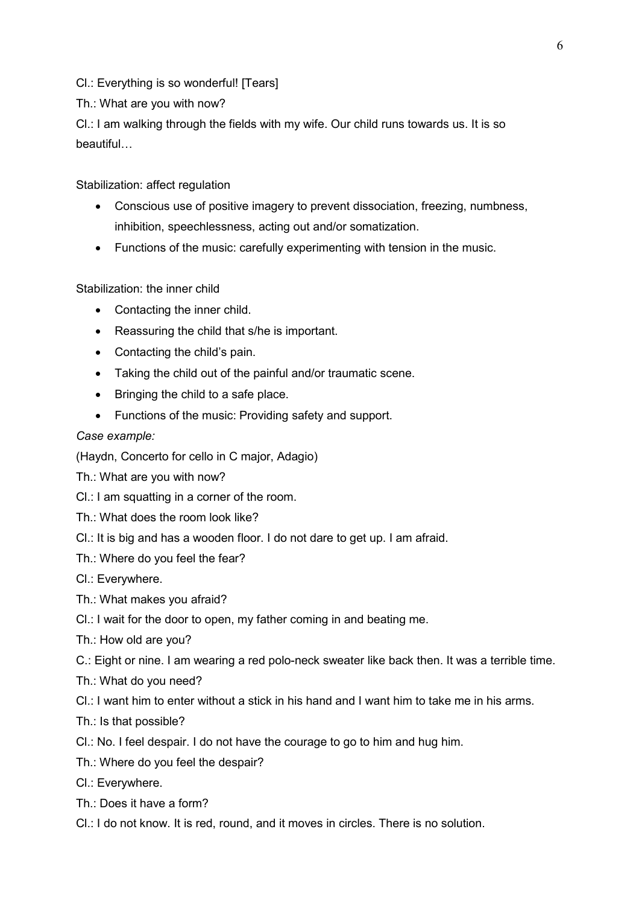Cl.: Everything is so wonderful! [Tears]

Th.: What are you with now?

Cl.: I am walking through the fields with my wife. Our child runs towards us. It is so beautiful…

Stabilization: affect regulation

- Conscious use of positive imagery to prevent dissociation, freezing, numbness, inhibition, speechlessness, acting out and/or somatization.
- Functions of the music: carefully experimenting with tension in the music.

Stabilization: the inner child

- Contacting the inner child.
- Reassuring the child that s/he is important.
- Contacting the child's pain.
- Taking the child out of the painful and/or traumatic scene.
- Bringing the child to a safe place.
- Functions of the music: Providing safety and support.

*Case example:*

(Haydn, Concerto for cello in C major, Adagio)

Th.: What are you with now?

Cl.: I am squatting in a corner of the room.

Th.: What does the room look like?

Cl.: It is big and has a wooden floor. I do not dare to get up. I am afraid.

Th.: Where do you feel the fear?

Cl.: Everywhere.

Th.: What makes you afraid?

Cl.: I wait for the door to open, my father coming in and beating me.

Th.: How old are you?

C.: Eight or nine. I am wearing a red polo-neck sweater like back then. It was a terrible time.

Th.: What do you need?

Cl.: I want him to enter without a stick in his hand and I want him to take me in his arms.

Th.: Is that possible?

Cl.: No. I feel despair. I do not have the courage to go to him and hug him.

Th.: Where do you feel the despair?

Cl.: Everywhere.

Th.: Does it have a form?

Cl.: I do not know. It is red, round, and it moves in circles. There is no solution.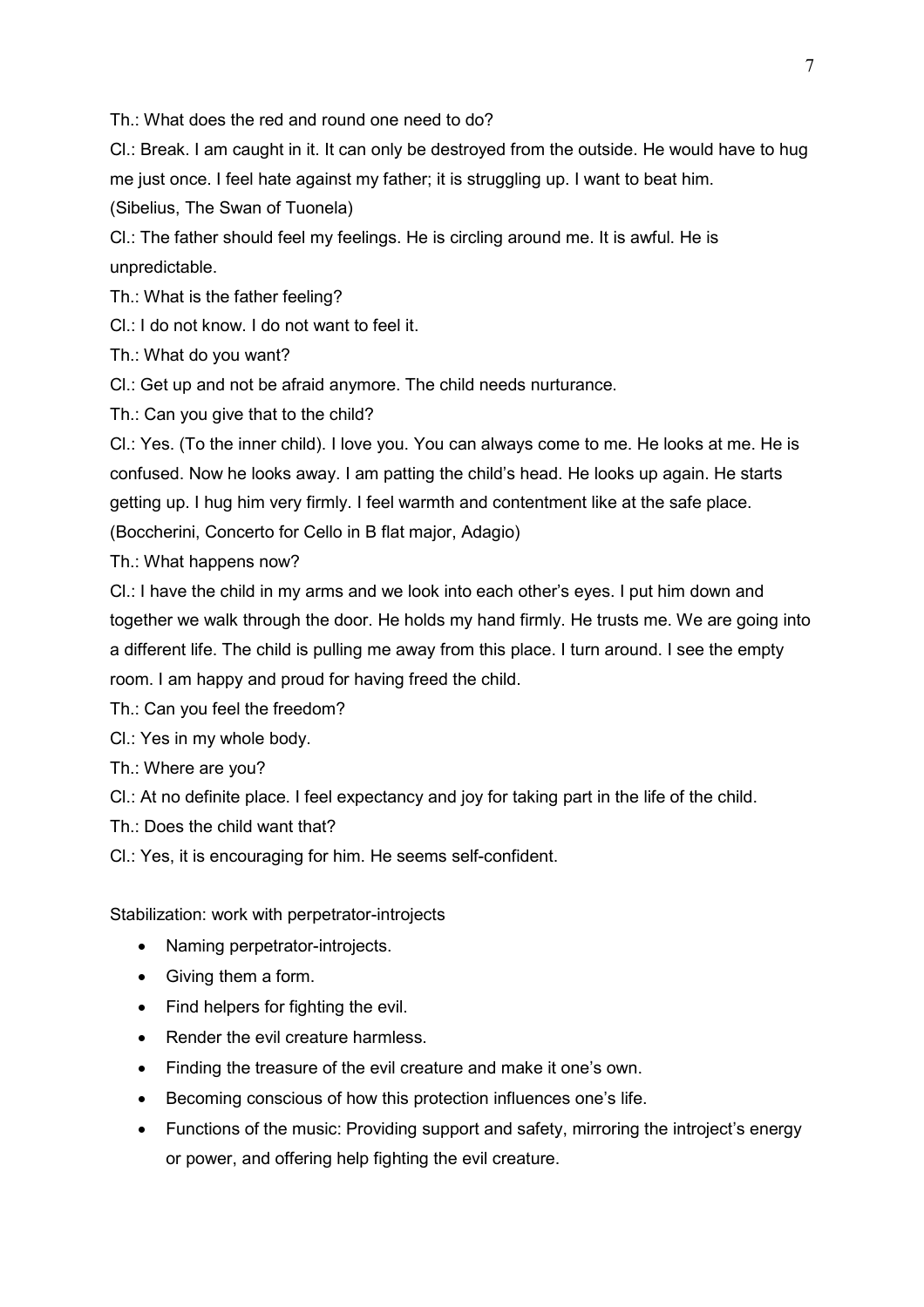Th.: What does the red and round one need to do?

Cl.: Break. I am caught in it. It can only be destroyed from the outside. He would have to hug me just once. I feel hate against my father; it is struggling up. I want to beat him.

(Sibelius, The Swan of Tuonela)

Cl.: The father should feel my feelings. He is circling around me. It is awful. He is unpredictable.

Th.: What is the father feeling?

Cl.: I do not know. I do not want to feel it.

Th.: What do you want?

Cl.: Get up and not be afraid anymore. The child needs nurturance.

Th.: Can you give that to the child?

Cl.: Yes. (To the inner child). I love you. You can always come to me. He looks at me. He is confused. Now he looks away. I am patting the child's head. He looks up again. He starts getting up. I hug him very firmly. I feel warmth and contentment like at the safe place.

(Boccherini, Concerto for Cello in B flat major, Adagio)

Th.: What happens now?

Cl.: I have the child in my arms and we look into each other's eyes. I put him down and together we walk through the door. He holds my hand firmly. He trusts me. We are going into a different life. The child is pulling me away from this place. I turn around. I see the empty room. I am happy and proud for having freed the child.

Th.: Can you feel the freedom?

Cl.: Yes in my whole body.

Th.: Where are you?

Cl.: At no definite place. I feel expectancy and joy for taking part in the life of the child.

Th.: Does the child want that?

Cl.: Yes, it is encouraging for him. He seems self-confident.

Stabilization: work with perpetrator-introjects

- Naming perpetrator-introjects.
- Giving them a form.
- Find helpers for fighting the evil.
- Render the evil creature harmless.
- Finding the treasure of the evil creature and make it one's own.
- Becoming conscious of how this protection influences one's life.
- Functions of the music: Providing support and safety, mirroring the introject's energy or power, and offering help fighting the evil creature.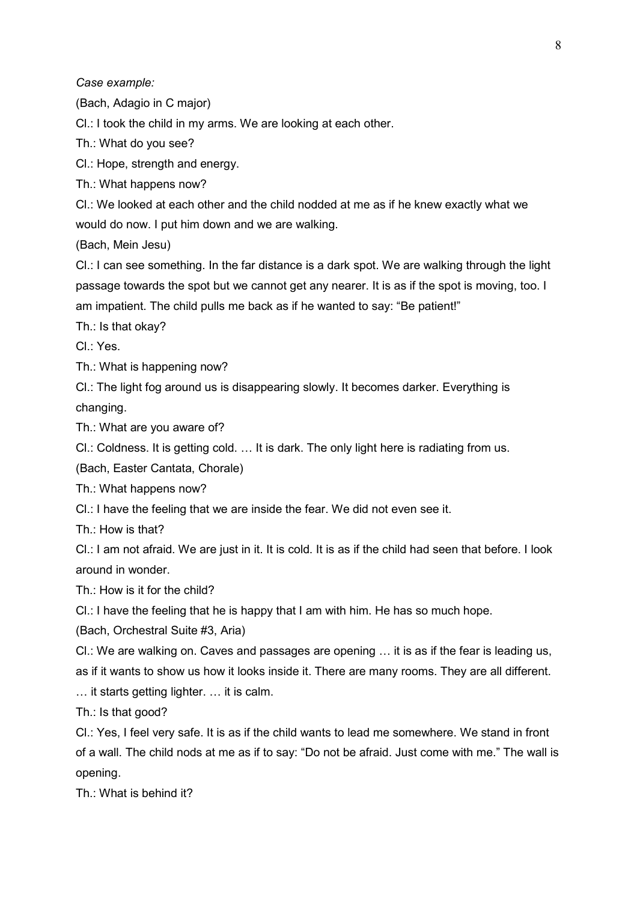*Case example:*

(Bach, Adagio in C major)

Cl.: I took the child in my arms. We are looking at each other.

Th.: What do you see?

Cl.: Hope, strength and energy.

Th.: What happens now?

Cl.: We looked at each other and the child nodded at me as if he knew exactly what we would do now. I put him down and we are walking.

(Bach, Mein Jesu)

Cl.: I can see something. In the far distance is a dark spot. We are walking through the light passage towards the spot but we cannot get any nearer. It is as if the spot is moving, too. I am impatient. The child pulls me back as if he wanted to say: "Be patient!"

Th.: Is that okay?

Cl.: Yes.

Th.: What is happening now?

Cl.: The light fog around us is disappearing slowly. It becomes darker. Everything is changing.

Th.: What are you aware of?

Cl.: Coldness. It is getting cold. … It is dark. The only light here is radiating from us.

(Bach, Easter Cantata, Chorale)

Th.: What happens now?

Cl.: I have the feeling that we are inside the fear. We did not even see it.

Th.: How is that?

Cl.: I am not afraid. We are just in it. It is cold. It is as if the child had seen that before. I look around in wonder.

Th.: How is it for the child?

Cl.: I have the feeling that he is happy that I am with him. He has so much hope.

(Bach, Orchestral Suite #3, Aria)

Cl.: We are walking on. Caves and passages are opening … it is as if the fear is leading us, as if it wants to show us how it looks inside it. There are many rooms. They are all different. … it starts getting lighter. … it is calm.

Th.: Is that good?

Cl.: Yes, I feel very safe. It is as if the child wants to lead me somewhere. We stand in front of a wall. The child nods at me as if to say: "Do not be afraid. Just come with me." The wall is opening.

Th.: What is behind it?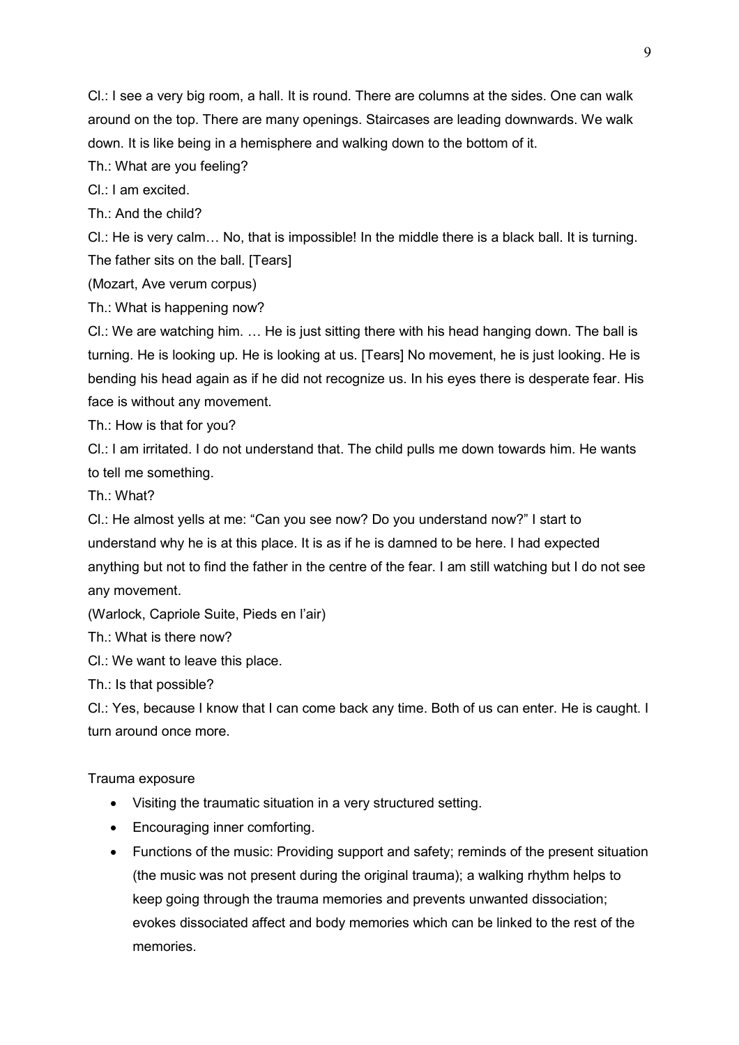Cl.: I see a very big room, a hall. It is round. There are columns at the sides. One can walk around on the top. There are many openings. Staircases are leading downwards. We walk down. It is like being in a hemisphere and walking down to the bottom of it.

Th.: What are you feeling?

Cl.: I am excited.

Th.: And the child?

Cl.: He is very calm… No, that is impossible! In the middle there is a black ball. It is turning. The father sits on the ball. [Tears]

(Mozart, Ave verum corpus)

Th.: What is happening now?

Cl.: We are watching him. … He is just sitting there with his head hanging down. The ball is turning. He is looking up. He is looking at us. [Tears] No movement, he is just looking. He is bending his head again as if he did not recognize us. In his eyes there is desperate fear. His face is without any movement.

Th.: How is that for you?

Cl.: I am irritated. I do not understand that. The child pulls me down towards him. He wants to tell me something.

Th.: What?

Cl.: He almost yells at me: "Can you see now? Do you understand now?" I start to understand why he is at this place. It is as if he is damned to be here. I had expected anything but not to find the father in the centre of the fear. I am still watching but I do not see any movement.

(Warlock, Capriole Suite, Pieds en l'air)

Th.: What is there now?

Cl.: We want to leave this place.

Th.: Is that possible?

Cl.: Yes, because I know that I can come back any time. Both of us can enter. He is caught. I turn around once more.

Trauma exposure

- Visiting the traumatic situation in a very structured setting.
- Encouraging inner comforting.
- Functions of the music: Providing support and safety; reminds of the present situation (the music was not present during the original trauma); a walking rhythm helps to keep going through the trauma memories and prevents unwanted dissociation; evokes dissociated affect and body memories which can be linked to the rest of the memories.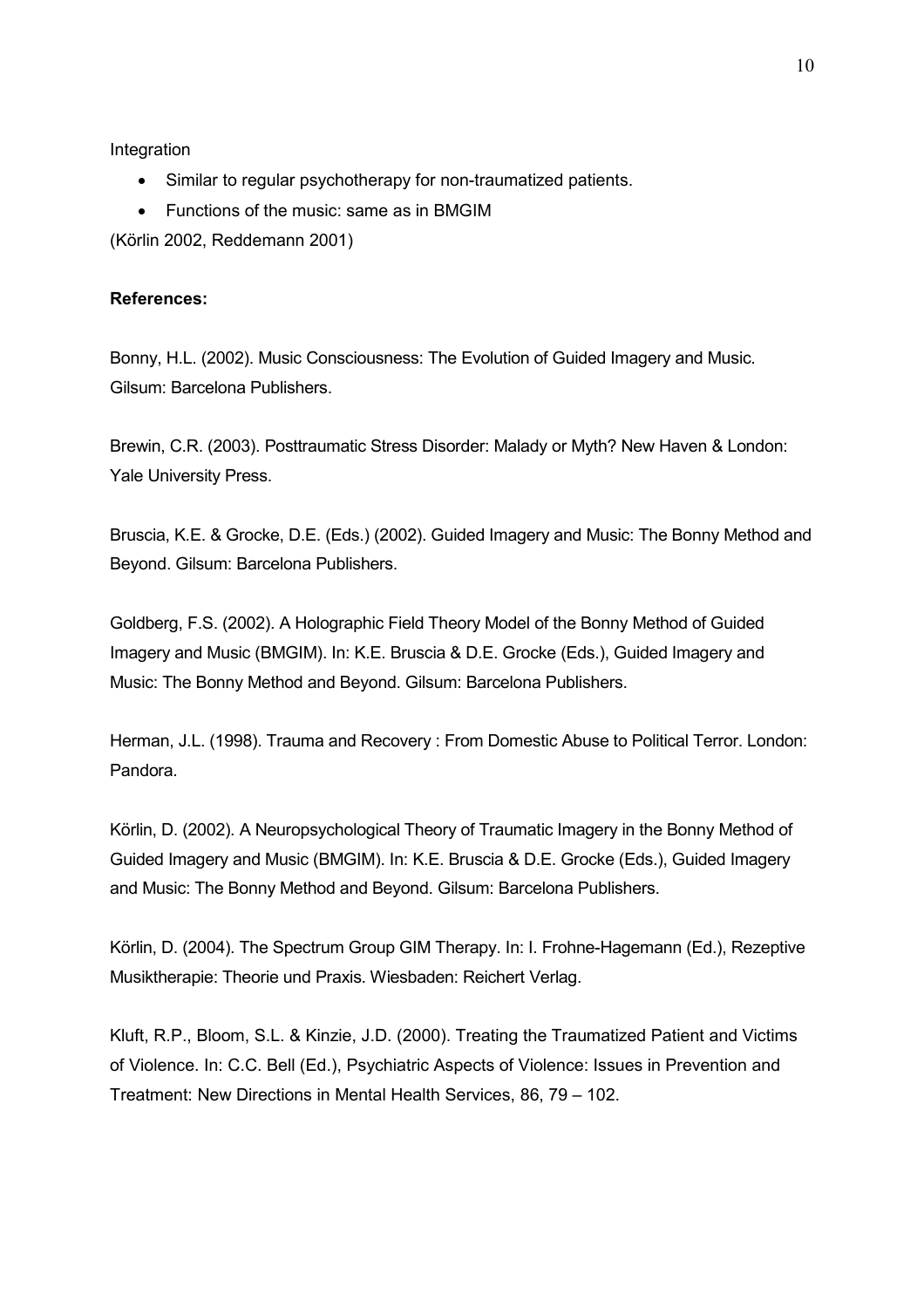Integration

- Similar to regular psychotherapy for non-traumatized patients.
- Functions of the music: same as in BMGIM

(Körlin 2002, Reddemann 2001)

**References:**

Bonny, H.L. (2002). Music Consciousness: The Evolution of Guided Imagery and Music. Gilsum: Barcelona Publishers.

Brewin, C.R. (2003). Posttraumatic Stress Disorder: Malady or Myth? New Haven & London: Yale University Press.

Bruscia, K.E. & Grocke, D.E. (Eds.) (2002). Guided Imagery and Music: The Bonny Method and Beyond. Gilsum: Barcelona Publishers.

Goldberg, F.S. (2002). A Holographic Field Theory Model of the Bonny Method of Guided Imagery and Music (BMGIM). In: K.E. Bruscia & D.E. Grocke (Eds.), Guided Imagery and Music: The Bonny Method and Beyond. Gilsum: Barcelona Publishers.

Herman, J.L. (1998). Trauma and Recovery : From Domestic Abuse to Political Terror. London: Pandora.

Körlin, D. (2002). A Neuropsychological Theory of Traumatic Imagery in the Bonny Method of Guided Imagery and Music (BMGIM). In: K.E. Bruscia & D.E. Grocke (Eds.), Guided Imagery and Music: The Bonny Method and Beyond. Gilsum: Barcelona Publishers.

Körlin, D. (2004). The Spectrum Group GIM Therapy. In: I. Frohne-Hagemann (Ed.), Rezeptive Musiktherapie: Theorie und Praxis. Wiesbaden: Reichert Verlag.

Kluft, R.P., Bloom, S.L. & Kinzie, J.D. (2000). Treating the Traumatized Patient and Victims of Violence. In: C.C. Bell (Ed.), Psychiatric Aspects of Violence: Issues in Prevention and Treatment: New Directions in Mental Health Services, 86, 79 – 102.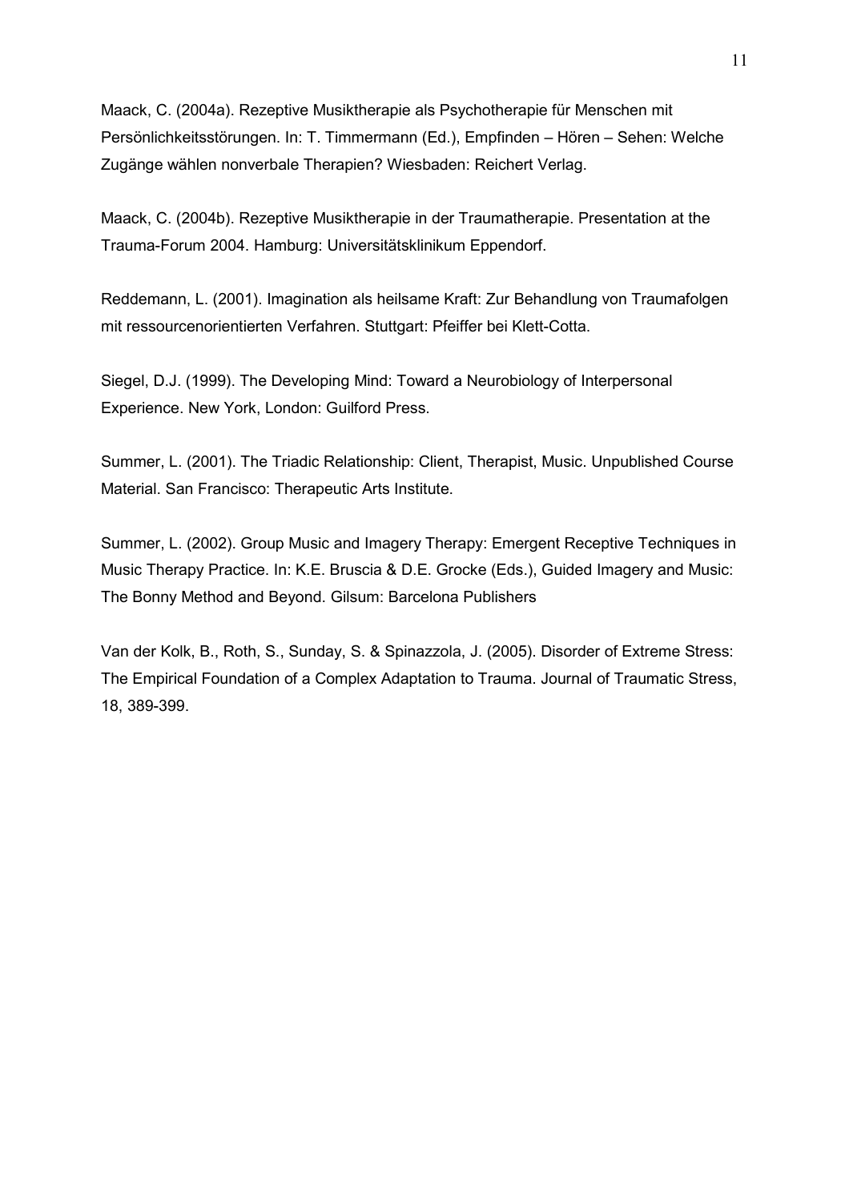Maack, C. (2004a). Rezeptive Musiktherapie als Psychotherapie für Menschen mit Persönlichkeitsstörungen. In: T. Timmermann (Ed.), Empfinden – Hören – Sehen: Welche Zugänge wählen nonverbale Therapien? Wiesbaden: Reichert Verlag.

Maack, C. (2004b). Rezeptive Musiktherapie in der Traumatherapie. Presentation at the Trauma-Forum 2004. Hamburg: Universitätsklinikum Eppendorf.

Reddemann, L. (2001). Imagination als heilsame Kraft: Zur Behandlung von Traumafolgen mit ressourcenorientierten Verfahren. Stuttgart: Pfeiffer bei Klett-Cotta.

Siegel, D.J. (1999). The Developing Mind: Toward a Neurobiology of Interpersonal Experience. New York, London: Guilford Press.

Summer, L. (2001). The Triadic Relationship: Client, Therapist, Music. Unpublished Course Material. San Francisco: Therapeutic Arts Institute.

Summer, L. (2002). Group Music and Imagery Therapy: Emergent Receptive Techniques in Music Therapy Practice. In: K.E. Bruscia & D.E. Grocke (Eds.), Guided Imagery and Music: The Bonny Method and Beyond. Gilsum: Barcelona Publishers

Van der Kolk, B., Roth, S., Sunday, S. & Spinazzola, J. (2005). Disorder of Extreme Stress: The Empirical Foundation of a Complex Adaptation to Trauma. Journal of Traumatic Stress, 18, 389-399.